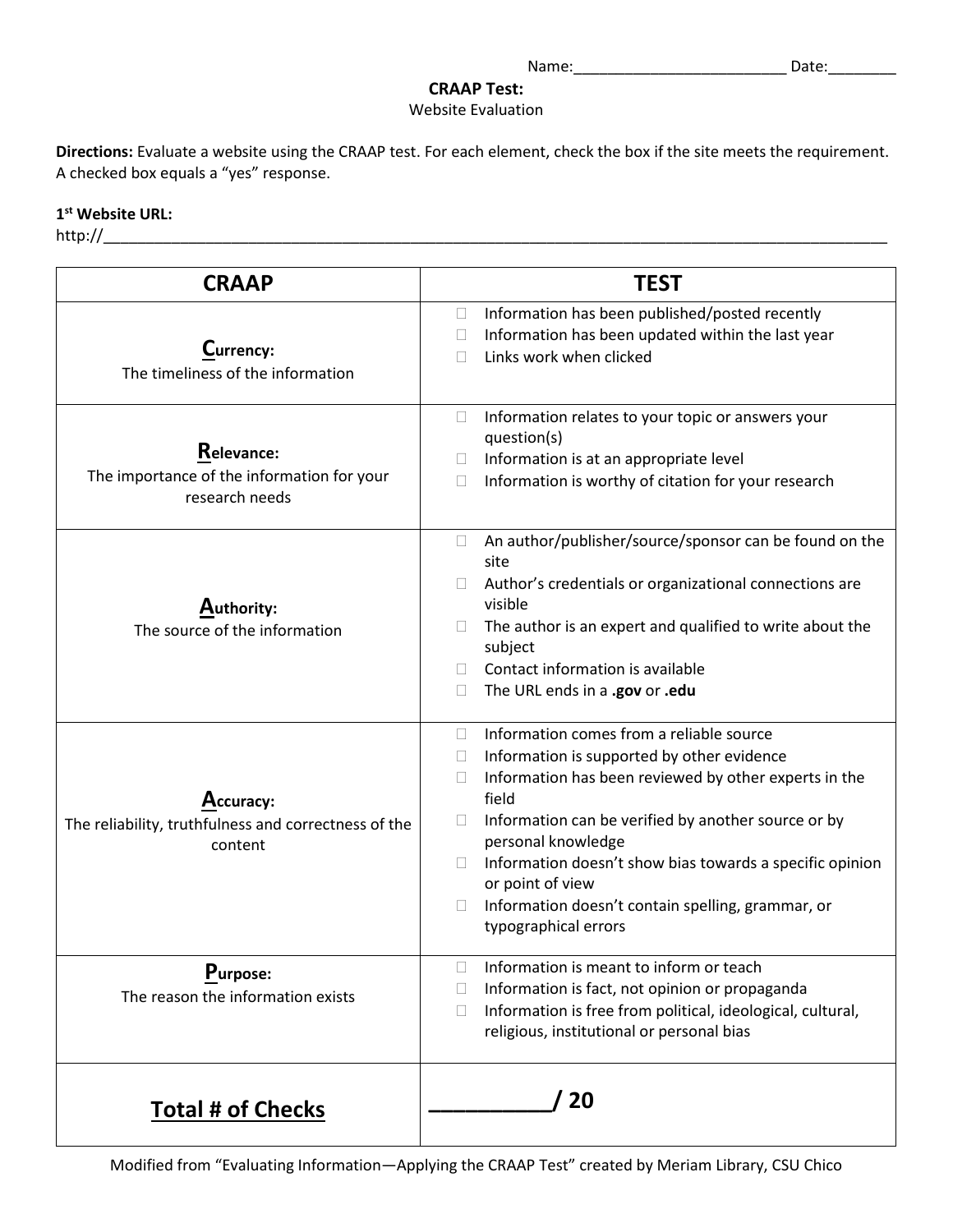Name:_________________________ Date:________

**CRAAP Test:**

Website Evaluation

**Directions:** Evaluate a website using the CRAAP test. For each element, check the box if the site meets the requirement. A checked box equals a "yes" response.

**1st Website URL:**

http://_____________________________________________________________________________________________

| CRAAP | TEST |
| --- | --- |
| **Currency:** The timeliness of the information | ☐ Information has been published/posted recently<br>☐ Information has been updated within the last year<br>☐ Links work when clicked |
| **Relevance:** The importance of the information for your research needs | ☐ Information relates to your topic or answers your question(s)<br>☐ Information is at an appropriate level<br>☐ Information is worthy of citation for your research |
| **Authority:** The source of the information | ☐ An author/publisher/source/sponsor can be found on the site<br>☐ Author's credentials or organizational connections are visible<br>☐ The author is an expert and qualified to write about the subject<br>☐ Contact information is available<br>☐ The URL ends in a **.gov** or **.edu** |
| **Accuracy:** The reliability, truthfulness and correctness of the content | ☐ Information comes from a reliable source<br>☐ Information is supported by other evidence<br>☐ Information has been reviewed by other experts in the field<br>☐ Information can be verified by another source or by personal knowledge<br>☐ Information doesn't show bias towards a specific opinion or point of view<br>☐ Information doesn't contain spelling, grammar, or typographical errors |
| **Purpose:** The reason the information exists | ☐ Information is meant to inform or teach<br>☐ Information is fact, not opinion or propaganda<br>☐ Information is free from political, ideological, cultural, religious, institutional or personal bias |
| **Total # of Checks** | **__________/ 20** |

Modified from "Evaluating Information—Applying the CRAAP Test" created by Meriam Library, CSU Chico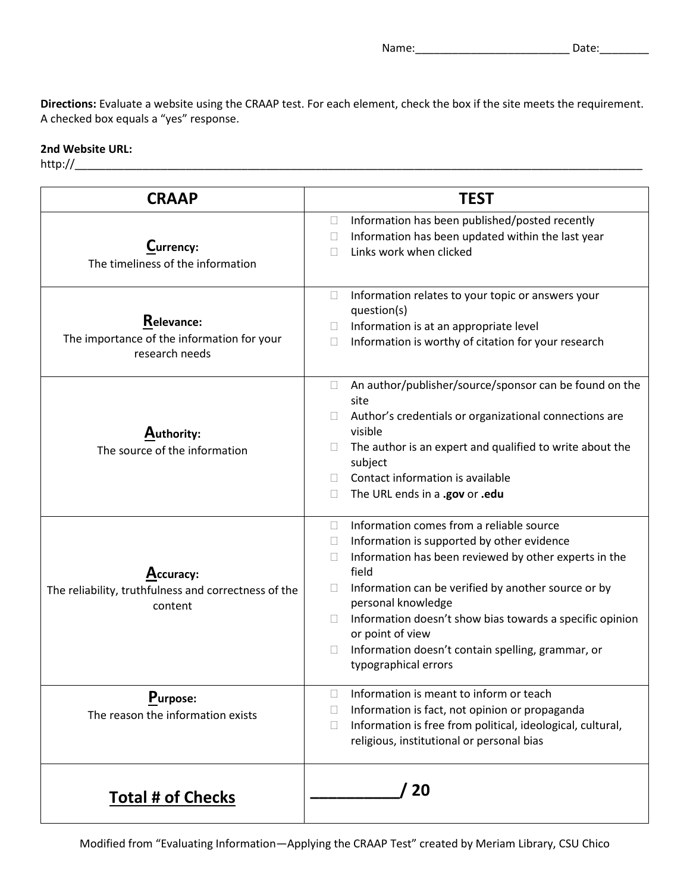Name:_________________________ Date:________

**Directions:** Evaluate a website using the CRAAP test. For each element, check the box if the site meets the requirement. A checked box equals a "yes" response.

**2nd Website URL:**
http://____________________________________________________________________________________________

| CRAAP | TEST |
|---|---|
| **C**urrency: The timeliness of the information | ☐ Information has been published/posted recently<br>☐ Information has been updated within the last year<br>☐ Links work when clicked |
| **R**elevance: The importance of the information for your research needs | ☐ Information relates to your topic or answers your question(s)<br>☐ Information is at an appropriate level<br>☐ Information is worthy of citation for your research |
| **A**uthority: The source of the information | ☐ An author/publisher/source/sponsor can be found on the site<br>☐ Author's credentials or organizational connections are visible<br>☐ The author is an expert and qualified to write about the subject<br>☐ Contact information is available<br>☐ The URL ends in a **.gov** or **.edu** |
| **A**ccuracy: The reliability, truthfulness and correctness of the content | ☐ Information comes from a reliable source<br>☐ Information is supported by other evidence<br>☐ Information has been reviewed by other experts in the field<br>☐ Information can be verified by another source or by personal knowledge<br>☐ Information doesn't show bias towards a specific opinion or point of view<br>☐ Information doesn't contain spelling, grammar, or typographical errors |
| **P**urpose: The reason the information exists | ☐ Information is meant to inform or teach<br>☐ Information is fact, not opinion or propaganda<br>☐ Information is free from political, ideological, cultural, religious, institutional or personal bias |
| **Total # of Checks** | **__________/ 20** |

Modified from "Evaluating Information—Applying the CRAAP Test" created by Meriam Library, CSU Chico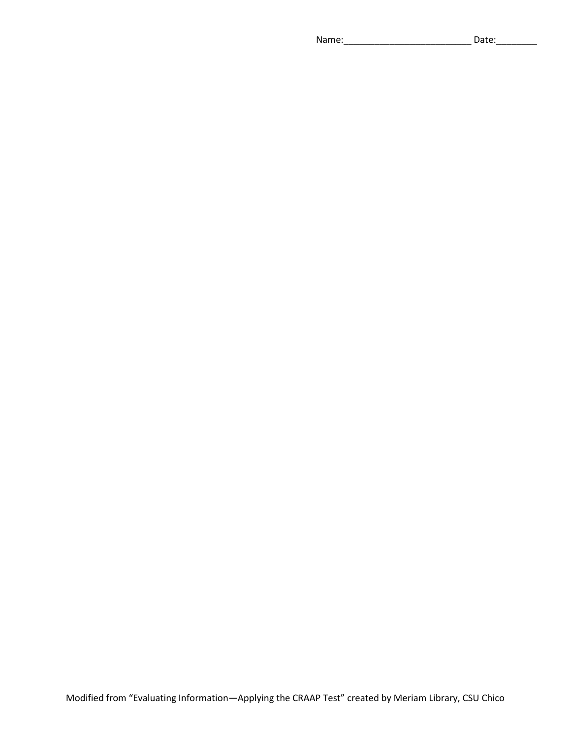Name:_________________________ Date:________

Modified from "Evaluating Information—Applying the CRAAP Test" created by Meriam Library, CSU Chico